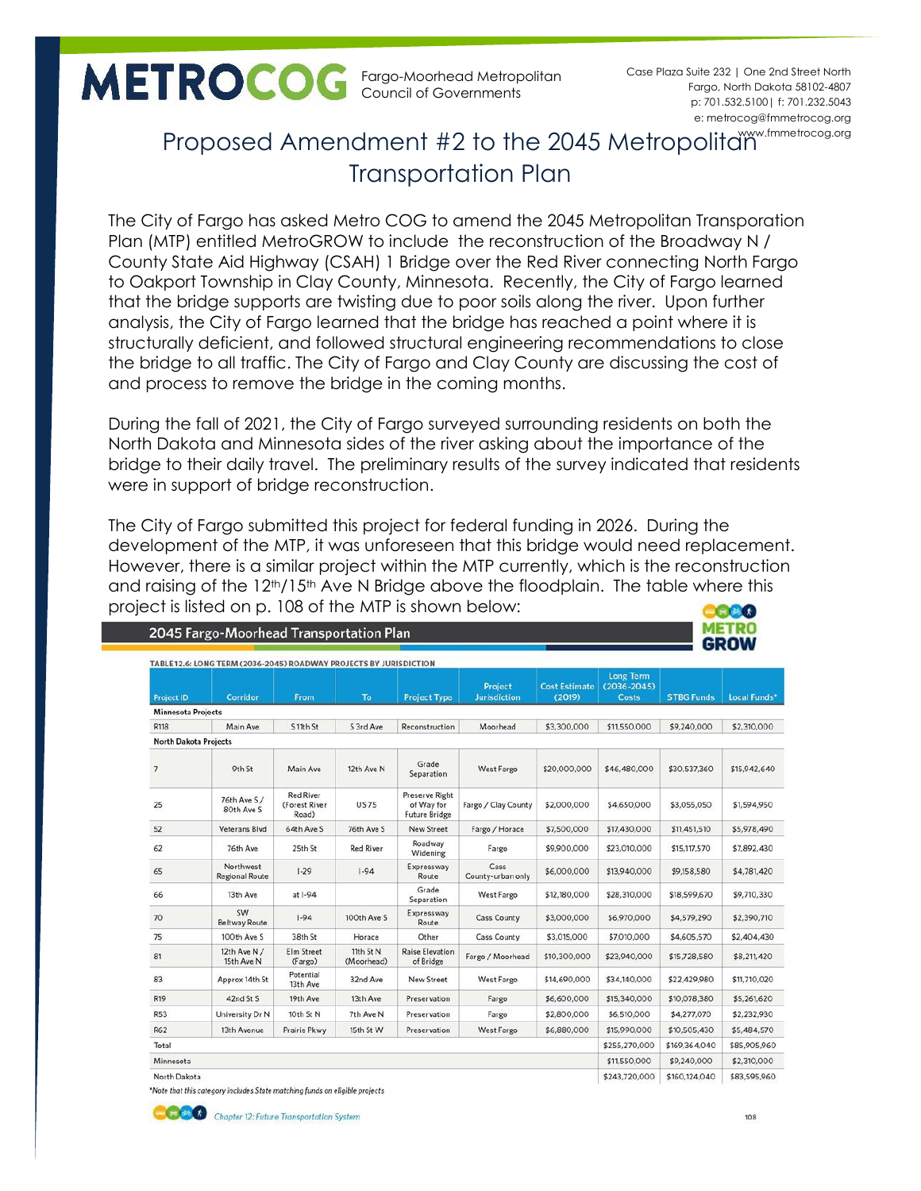**METROCOG** Fargo-Moorhead Metropolitan Council of Governments

Case Plaza Suite 232 | One 2nd Street North
Fargo, North Dakota 58102-4807
p: 701.532.5100| f: 701.232.5043
e: metrocog@fmmetrocog.org
www.fmmetrocog.org

# Proposed Amendment #2 to the 2045 Metropolitan Transportation Plan

The City of Fargo has asked Metro COG to amend the 2045 Metropolitan Transporation Plan (MTP) entitled MetroGROW to include the reconstruction of the Broadway N / County State Aid Highway (CSAH) 1 Bridge over the Red River connecting North Fargo to Oakport Township in Clay County, Minnesota. Recently, the City of Fargo learned that the bridge supports are twisting due to poor soils along the river. Upon further analysis, the City of Fargo learned that the bridge has reached a point where it is structurally deficient, and followed structural engineering recommendations to close the bridge to all traffic. The City of Fargo and Clay County are discussing the cost of and process to remove the bridge in the coming months.

During the fall of 2021, the City of Fargo surveyed surrounding residents on both the North Dakota and Minnesota sides of the river asking about the importance of the bridge to their daily travel. The preliminary results of the survey indicated that residents were in support of bridge reconstruction.

The City of Fargo submitted this project for federal funding in 2026. During the development of the MTP, it was unforeseen that this bridge would need replacement. However, there is a similar project within the MTP currently, which is the reconstruction and raising of the 12th/15th Ave N Bridge above the floodplain. The table where this project is listed on p. 108 of the MTP is shown below:

**2045 Fargo-Moorhead Transportation Plan** — METRO GROW

TABLE 12.6: LONG TERM (2036-2045) ROADWAY PROJECTS BY JURISDICTION

| Project ID | Corridor | From | To | Project Type | Project Jurisdiction | Cost Estimate (2019) | Long Term (2036-2045) Costs | STBG Funds | Local Funds* |
|---|---|---|---|---|---|---|---|---|---|
| **Minnesota Projects** | | | | | | | | | |
| R118 | Main Ave | S 11th St | S 3rd Ave | Reconstruction | Moorhead | $3,300,000 | $11,550,000 | $9,240,000 | $2,310,000 |
| **North Dakota Projects** | | | | | | | | | |
| 7 | 9th St | Main Ave | 12th Ave N | Grade Separation | West Fargo | $20,000,000 | $46,480,000 | $30,537,360 | $15,942,640 |
| 25 | 76th Ave S / 80th Ave S | Red River (Forest River Road) | US75 | Preserve Right of Way for Future Bridge | Fargo / Clay County | $2,000,000 | $4,650,000 | $3,055,050 | $1,594,950 |
| 52 | Veterans Blvd | 64th Ave S | 76th Ave S | New Street | Fargo / Horace | $7,500,000 | $17,430,000 | $11,451,510 | $5,978,490 |
| 62 | 76th Ave | 25th St | Red River | Roadway Widening | Fargo | $9,900,000 | $23,010,000 | $15,117,570 | $7,892,430 |
| 65 | Northwest Regional Route | I-29 | I-94 | Expressway Route | Cass County-urban only | $6,000,000 | $13,940,000 | $9,158,580 | $4,781,420 |
| 66 | 13th Ave | at I-94 | | Grade Separation | West Fargo | $12,180,000 | $28,310,000 | $18,599,670 | $9,710,330 |
| 70 | SW Beltway Route | I-94 | 100th Ave S | Expressway Route | Cass County | $3,000,000 | $6,970,000 | $4,579,290 | $2,390,710 |
| 75 | 100th Ave S | 38th St | Horace | Other | Cass County | $3,015,000 | $7,010,000 | $4,605,570 | $2,404,430 |
| 81 | 12th Ave N / 15th Ave N | Elm Street (Fargo) | 11th St N (Moorhead) | Raise Elevation of Bridge | Fargo / Moorhead | $10,300,000 | $23,940,000 | $15,728,580 | $8,211,420 |
| 83 | Approx 14th St | Potential 13th Ave | 32nd Ave | New Street | West Fargo | $14,690,000 | $34,140,000 | $22,429,980 | $11,710,020 |
| R19 | 42nd St S | 19th Ave | 13th Ave | Preservation | Fargo | $6,600,000 | $15,340,000 | $10,078,380 | $5,261,620 |
| R53 | University Dr N | 10th St N | 7th Ave N | Preservation | Fargo | $2,800,000 | $6,510,000 | $4,277,070 | $2,232,930 |
| R62 | 13th Avenue | Prairie Pkwy | 15th St W | Preservation | West Fargo | $6,880,000 | $15,990,000 | $10,505,430 | $5,484,570 |
| Total | | | | | | | $255,270,000 | $169,364,040 | $85,905,960 |
| Minnesota | | | | | | | $11,550,000 | $9,240,000 | $2,310,000 |
| North Dakota | | | | | | | $243,720,000 | $160,124,040 | $83,595,960 |

*Note that this category includes State matching funds on eligible projects

Chapter 12: Future Transportation System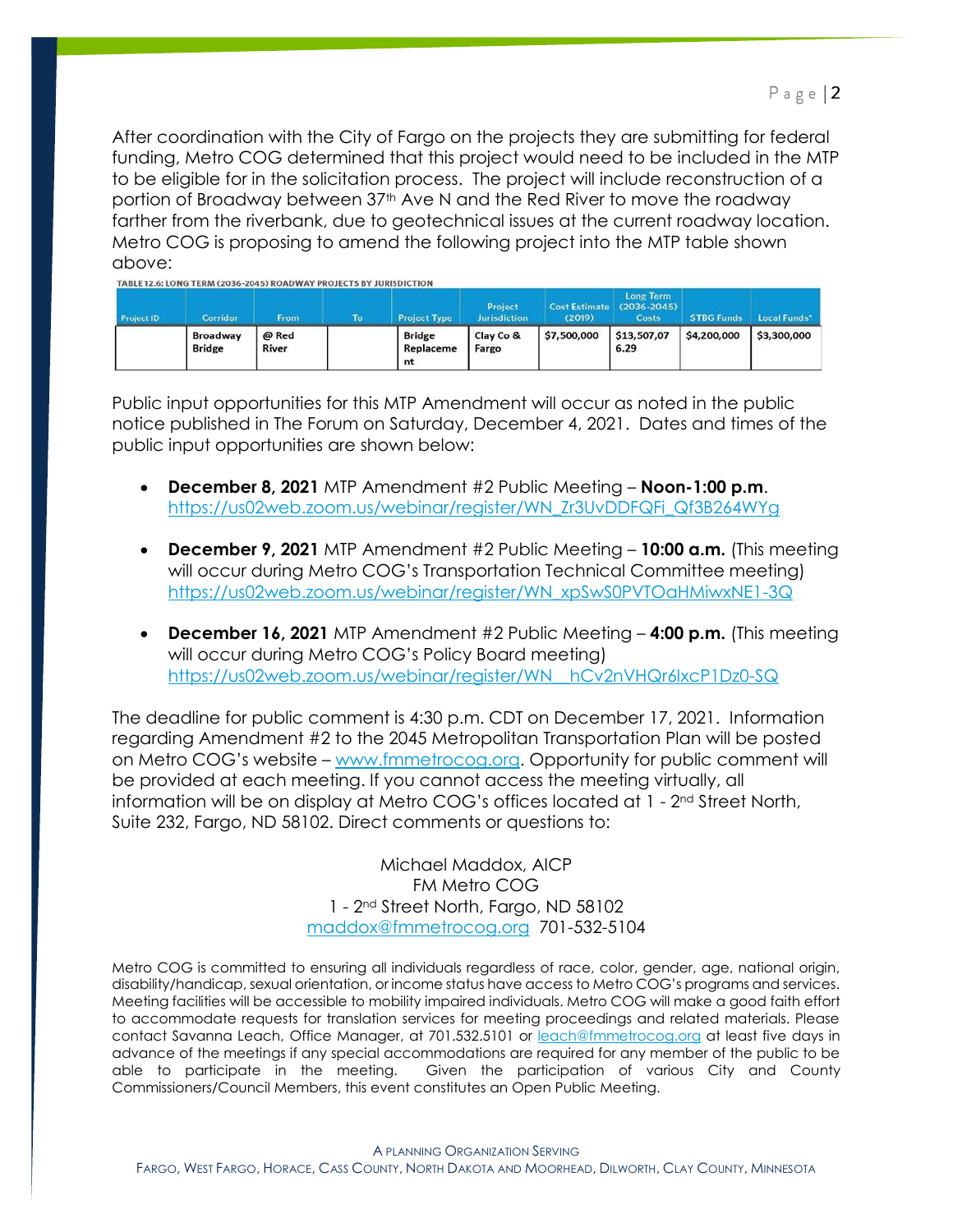After coordination with the City of Fargo on the projects they are submitting for federal funding, Metro COG determined that this project would need to be included in the MTP to be eligible for in the solicitation process. The project will include reconstruction of a portion of Broadway between 37th Ave N and the Red River to move the roadway farther from the riverbank, due to geotechnical issues at the current roadway location. Metro COG is proposing to amend the following project into the MTP table shown above:

TABLE 12.6: LONG TERM (2036-2045) ROADWAY PROJECTS BY JURISDICTION

| Project ID | Corridor | From | To | Project Type | Project Jurisdiction | Cost Estimate (2019) | Long Term (2036-2045) Costs | STBG Funds | Local Funds* |
|---|---|---|---|---|---|---|---|---|---|
| | Broadway Bridge | @ Red River | | Bridge Replacement | Clay Co & Fargo | $7,500,000 | $13,507,076.29 | $4,200,000 | $3,300,000 |

Public input opportunities for this MTP Amendment will occur as noted in the public notice published in The Forum on Saturday, December 4, 2021. Dates and times of the public input opportunities are shown below:

- **December 8, 2021** MTP Amendment #2 Public Meeting – **Noon-1:00 p.m**. https://us02web.zoom.us/webinar/register/WN_Zr3UvDDFQFi_Qf3B264WYg
- **December 9, 2021** MTP Amendment #2 Public Meeting – **10:00 a.m.** (This meeting will occur during Metro COG's Transportation Technical Committee meeting) https://us02web.zoom.us/webinar/register/WN_xpSwS0PVTOaHMiwxNE1-3Q
- **December 16, 2021** MTP Amendment #2 Public Meeting – **4:00 p.m.** (This meeting will occur during Metro COG's Policy Board meeting) https://us02web.zoom.us/webinar/register/WN__hCv2nVHQr6lxcP1Dz0-SQ

The deadline for public comment is 4:30 p.m. CDT on December 17, 2021. Information regarding Amendment #2 to the 2045 Metropolitan Transportation Plan will be posted on Metro COG's website – www.fmmetrocog.org. Opportunity for public comment will be provided at each meeting. If you cannot access the meeting virtually, all information will be on display at Metro COG's offices located at 1 - 2nd Street North, Suite 232, Fargo, ND 58102. Direct comments or questions to:

Michael Maddox, AICP
FM Metro COG
1 - 2nd Street North, Fargo, ND 58102
maddox@fmmetrocog.org 701-532-5104

Metro COG is committed to ensuring all individuals regardless of race, color, gender, age, national origin, disability/handicap, sexual orientation, or income status have access to Metro COG's programs and services. Meeting facilities will be accessible to mobility impaired individuals. Metro COG will make a good faith effort to accommodate requests for translation services for meeting proceedings and related materials. Please contact Savanna Leach, Office Manager, at 701.532.5101 or leach@fmmetrocog.org at least five days in advance of the meetings if any special accommodations are required for any member of the public to be able to participate in the meeting. Given the participation of various City and County Commissioners/Council Members, this event constitutes an Open Public Meeting.

A PLANNING ORGANIZATION SERVING
FARGO, WEST FARGO, HORACE, CASS COUNTY, NORTH DAKOTA AND MOORHEAD, DILWORTH, CLAY COUNTY, MINNESOTA